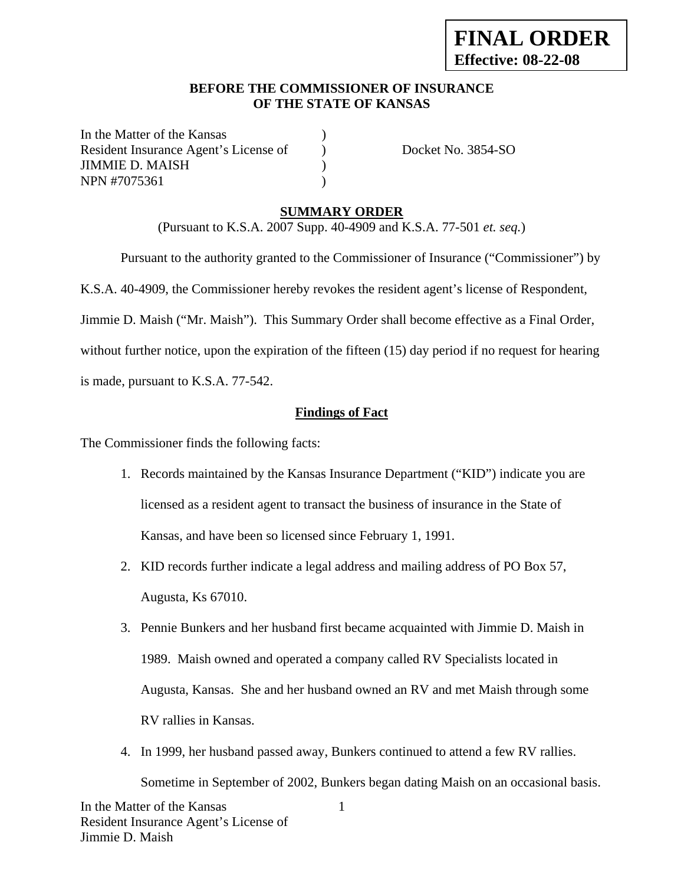**FINAL ORDER**
**Effective: 08-22-08**

**BEFORE THE COMMISSIONER OF INSURANCE**
**OF THE STATE OF KANSAS**

In the Matter of the Kansas )
Resident Insurance Agent's License of ) Docket No. 3854-SO
JIMMIE D. MAISH )
NPN #7075361 )

**SUMMARY ORDER**
(Pursuant to K.S.A. 2007 Supp. 40-4909 and K.S.A. 77-501 *et. seq.*)

Pursuant to the authority granted to the Commissioner of Insurance ("Commissioner") by K.S.A. 40-4909, the Commissioner hereby revokes the resident agent's license of Respondent, Jimmie D. Maish ("Mr. Maish"). This Summary Order shall become effective as a Final Order, without further notice, upon the expiration of the fifteen (15) day period if no request for hearing is made, pursuant to K.S.A. 77-542.

**Findings of Fact**

The Commissioner finds the following facts:

1. Records maintained by the Kansas Insurance Department ("KID") indicate you are licensed as a resident agent to transact the business of insurance in the State of Kansas, and have been so licensed since February 1, 1991.
2. KID records further indicate a legal address and mailing address of PO Box 57, Augusta, Ks 67010.
3. Pennie Bunkers and her husband first became acquainted with Jimmie D. Maish in 1989. Maish owned and operated a company called RV Specialists located in Augusta, Kansas. She and her husband owned an RV and met Maish through some RV rallies in Kansas.
4. In 1999, her husband passed away, Bunkers continued to attend a few RV rallies. Sometime in September of 2002, Bunkers began dating Maish on an occasional basis.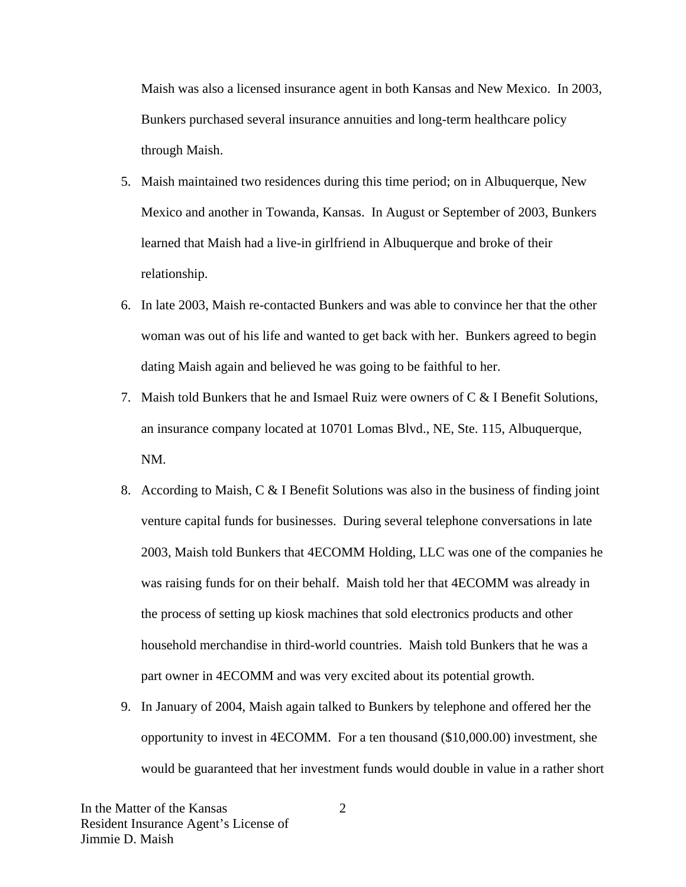Maish was also a licensed insurance agent in both Kansas and New Mexico. In 2003, Bunkers purchased several insurance annuities and long-term healthcare policy through Maish.

5. Maish maintained two residences during this time period; on in Albuquerque, New Mexico and another in Towanda, Kansas. In August or September of 2003, Bunkers learned that Maish had a live-in girlfriend in Albuquerque and broke of their relationship.
6. In late 2003, Maish re-contacted Bunkers and was able to convince her that the other woman was out of his life and wanted to get back with her. Bunkers agreed to begin dating Maish again and believed he was going to be faithful to her.
7. Maish told Bunkers that he and Ismael Ruiz were owners of C & I Benefit Solutions, an insurance company located at 10701 Lomas Blvd., NE, Ste. 115, Albuquerque, NM.
8. According to Maish, C & I Benefit Solutions was also in the business of finding joint venture capital funds for businesses. During several telephone conversations in late 2003, Maish told Bunkers that 4ECOMM Holding, LLC was one of the companies he was raising funds for on their behalf. Maish told her that 4ECOMM was already in the process of setting up kiosk machines that sold electronics products and other household merchandise in third-world countries. Maish told Bunkers that he was a part owner in 4ECOMM and was very excited about its potential growth.
9. In January of 2004, Maish again talked to Bunkers by telephone and offered her the opportunity to invest in 4ECOMM. For a ten thousand ($10,000.00) investment, she would be guaranteed that her investment funds would double in value in a rather short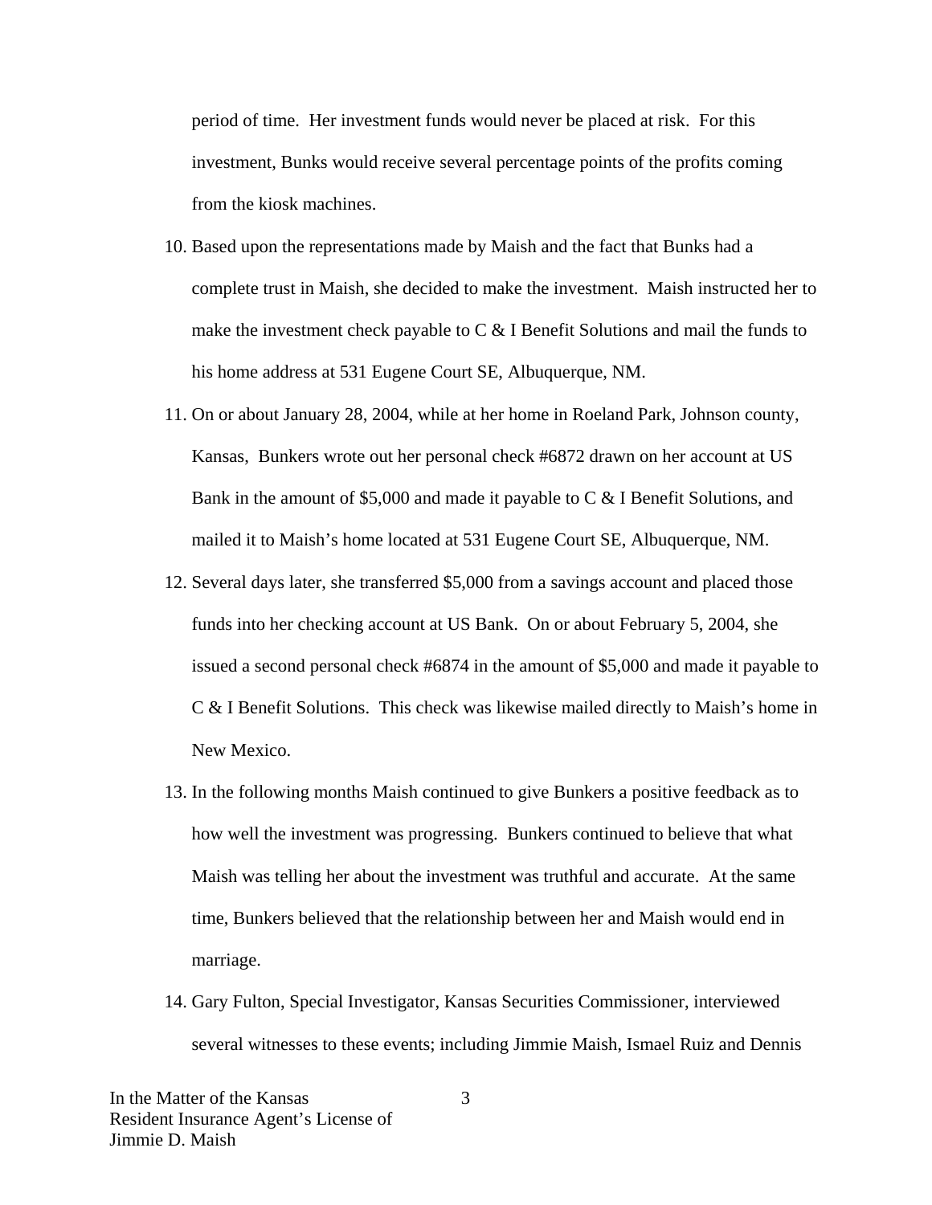period of time. Her investment funds would never be placed at risk. For this investment, Bunks would receive several percentage points of the profits coming from the kiosk machines.

10. Based upon the representations made by Maish and the fact that Bunks had a complete trust in Maish, she decided to make the investment. Maish instructed her to make the investment check payable to C & I Benefit Solutions and mail the funds to his home address at 531 Eugene Court SE, Albuquerque, NM.

11. On or about January 28, 2004, while at her home in Roeland Park, Johnson county, Kansas, Bunkers wrote out her personal check #6872 drawn on her account at US Bank in the amount of $5,000 and made it payable to C & I Benefit Solutions, and mailed it to Maish's home located at 531 Eugene Court SE, Albuquerque, NM.

12. Several days later, she transferred $5,000 from a savings account and placed those funds into her checking account at US Bank. On or about February 5, 2004, she issued a second personal check #6874 in the amount of $5,000 and made it payable to C & I Benefit Solutions. This check was likewise mailed directly to Maish's home in New Mexico.

13. In the following months Maish continued to give Bunkers a positive feedback as to how well the investment was progressing. Bunkers continued to believe that what Maish was telling her about the investment was truthful and accurate. At the same time, Bunkers believed that the relationship between her and Maish would end in marriage.

14. Gary Fulton, Special Investigator, Kansas Securities Commissioner, interviewed several witnesses to these events; including Jimmie Maish, Ismael Ruiz and Dennis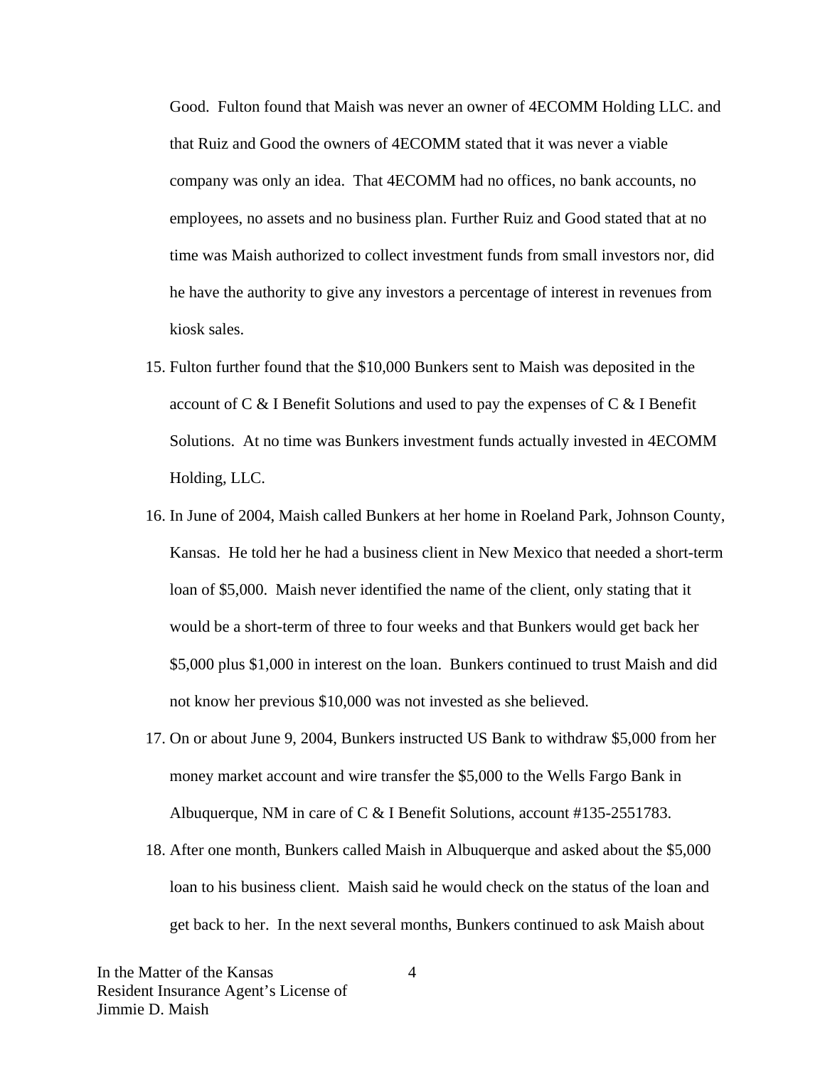Good. Fulton found that Maish was never an owner of 4ECOMM Holding LLC. and that Ruiz and Good the owners of 4ECOMM stated that it was never a viable company was only an idea. That 4ECOMM had no offices, no bank accounts, no employees, no assets and no business plan. Further Ruiz and Good stated that at no time was Maish authorized to collect investment funds from small investors nor, did he have the authority to give any investors a percentage of interest in revenues from kiosk sales.

15. Fulton further found that the $10,000 Bunkers sent to Maish was deposited in the account of C & I Benefit Solutions and used to pay the expenses of C & I Benefit Solutions. At no time was Bunkers investment funds actually invested in 4ECOMM Holding, LLC.

16. In June of 2004, Maish called Bunkers at her home in Roeland Park, Johnson County, Kansas. He told her he had a business client in New Mexico that needed a short-term loan of $5,000. Maish never identified the name of the client, only stating that it would be a short-term of three to four weeks and that Bunkers would get back her $5,000 plus $1,000 in interest on the loan. Bunkers continued to trust Maish and did not know her previous $10,000 was not invested as she believed.

17. On or about June 9, 2004, Bunkers instructed US Bank to withdraw $5,000 from her money market account and wire transfer the $5,000 to the Wells Fargo Bank in Albuquerque, NM in care of C & I Benefit Solutions, account #135-2551783.

18. After one month, Bunkers called Maish in Albuquerque and asked about the $5,000 loan to his business client. Maish said he would check on the status of the loan and get back to her. In the next several months, Bunkers continued to ask Maish about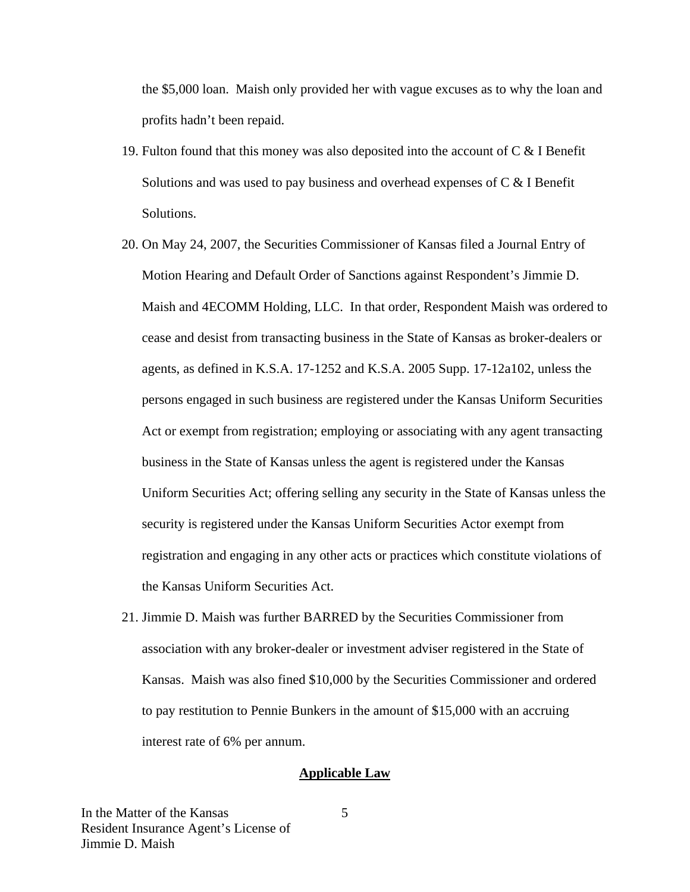the $5,000 loan. Maish only provided her with vague excuses as to why the loan and profits hadn't been repaid.

19. Fulton found that this money was also deposited into the account of C & I Benefit Solutions and was used to pay business and overhead expenses of C & I Benefit Solutions.

20. On May 24, 2007, the Securities Commissioner of Kansas filed a Journal Entry of Motion Hearing and Default Order of Sanctions against Respondent's Jimmie D. Maish and 4ECOMM Holding, LLC. In that order, Respondent Maish was ordered to cease and desist from transacting business in the State of Kansas as broker-dealers or agents, as defined in K.S.A. 17-1252 and K.S.A. 2005 Supp. 17-12a102, unless the persons engaged in such business are registered under the Kansas Uniform Securities Act or exempt from registration; employing or associating with any agent transacting business in the State of Kansas unless the agent is registered under the Kansas Uniform Securities Act; offering selling any security in the State of Kansas unless the security is registered under the Kansas Uniform Securities Actor exempt from registration and engaging in any other acts or practices which constitute violations of the Kansas Uniform Securities Act.

21. Jimmie D. Maish was further BARRED by the Securities Commissioner from association with any broker-dealer or investment adviser registered in the State of Kansas. Maish was also fined $10,000 by the Securities Commissioner and ordered to pay restitution to Pennie Bunkers in the amount of $15,000 with an accruing interest rate of 6% per annum.

## Applicable Law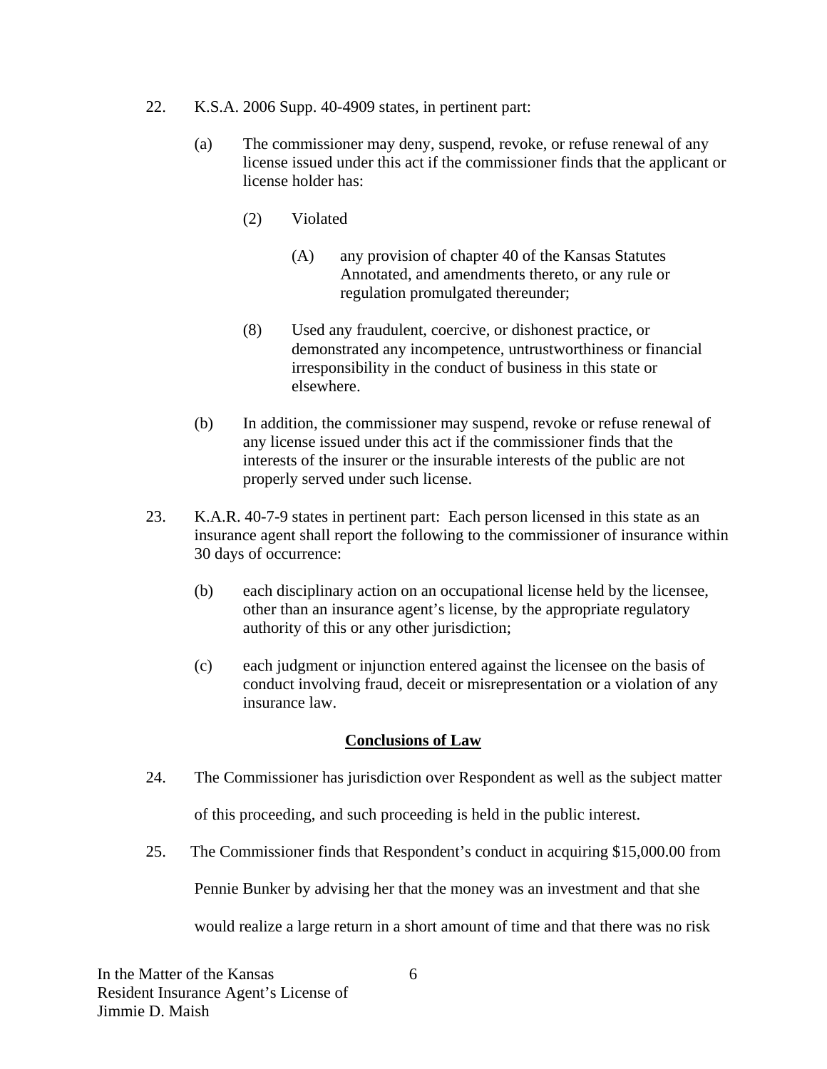22. K.S.A. 2006 Supp. 40-4909 states, in pertinent part:

    (a) The commissioner may deny, suspend, revoke, or refuse renewal of any license issued under this act if the commissioner finds that the applicant or license holder has:

        (2) Violated

            (A) any provision of chapter 40 of the Kansas Statutes Annotated, and amendments thereto, or any rule or regulation promulgated thereunder;

        (8) Used any fraudulent, coercive, or dishonest practice, or demonstrated any incompetence, untrustworthiness or financial irresponsibility in the conduct of business in this state or elsewhere.

    (b) In addition, the commissioner may suspend, revoke or refuse renewal of any license issued under this act if the commissioner finds that the interests of the insurer or the insurable interests of the public are not properly served under such license.

23. K.A.R. 40-7-9 states in pertinent part: Each person licensed in this state as an insurance agent shall report the following to the commissioner of insurance within 30 days of occurrence:

    (b) each disciplinary action on an occupational license held by the licensee, other than an insurance agent's license, by the appropriate regulatory authority of this or any other jurisdiction;

    (c) each judgment or injunction entered against the licensee on the basis of conduct involving fraud, deceit or misrepresentation or a violation of any insurance law.

## Conclusions of Law

24. The Commissioner has jurisdiction over Respondent as well as the subject matter of this proceeding, and such proceeding is held in the public interest.

25. The Commissioner finds that Respondent's conduct in acquiring $15,000.00 from Pennie Bunker by advising her that the money was an investment and that she would realize a large return in a short amount of time and that there was no risk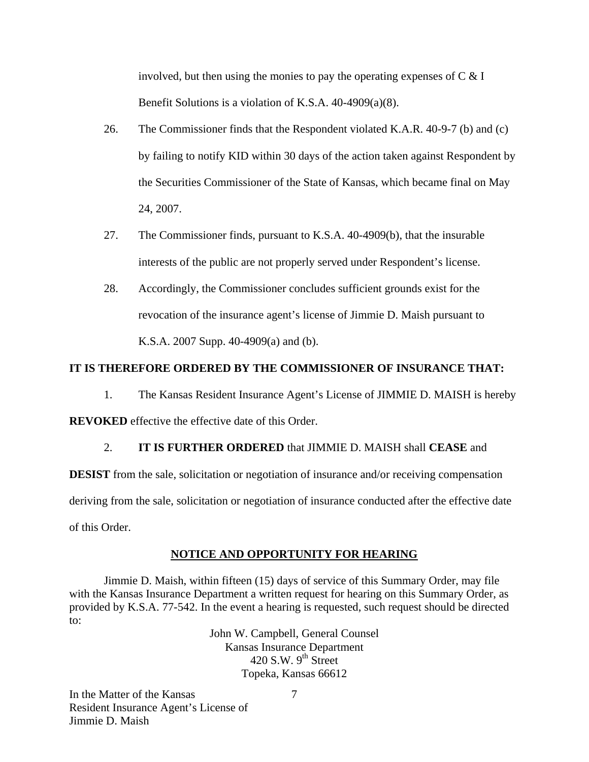involved, but then using the monies to pay the operating expenses of C & I Benefit Solutions is a violation of K.S.A. 40-4909(a)(8).

26. The Commissioner finds that the Respondent violated K.A.R. 40-9-7 (b) and (c) by failing to notify KID within 30 days of the action taken against Respondent by the Securities Commissioner of the State of Kansas, which became final on May 24, 2007.

27. The Commissioner finds, pursuant to K.S.A. 40-4909(b), that the insurable interests of the public are not properly served under Respondent's license.

28. Accordingly, the Commissioner concludes sufficient grounds exist for the revocation of the insurance agent's license of Jimmie D. Maish pursuant to K.S.A. 2007 Supp. 40-4909(a) and (b).

**IT IS THEREFORE ORDERED BY THE COMMISSIONER OF INSURANCE THAT:**

1. The Kansas Resident Insurance Agent's License of JIMMIE D. MAISH is hereby **REVOKED** effective the effective date of this Order.

2. **IT IS FURTHER ORDERED** that JIMMIE D. MAISH shall **CEASE** and **DESIST** from the sale, solicitation or negotiation of insurance and/or receiving compensation deriving from the sale, solicitation or negotiation of insurance conducted after the effective date of this Order.

**NOTICE AND OPPORTUNITY FOR HEARING**

Jimmie D. Maish, within fifteen (15) days of service of this Summary Order, may file with the Kansas Insurance Department a written request for hearing on this Summary Order, as provided by K.S.A. 77-542. In the event a hearing is requested, such request should be directed to:

John W. Campbell, General Counsel
Kansas Insurance Department
420 S.W. 9th Street
Topeka, Kansas 66612

In the Matter of the Kansas
Resident Insurance Agent's License of
Jimmie D. Maish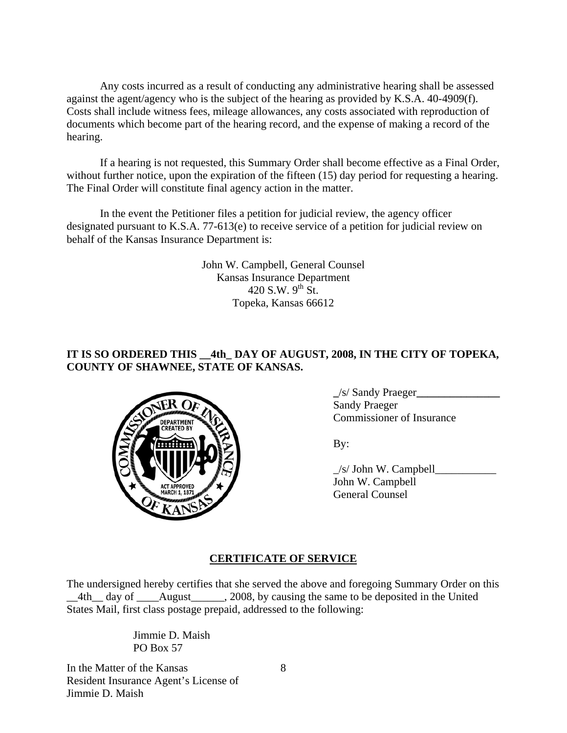Any costs incurred as a result of conducting any administrative hearing shall be assessed against the agent/agency who is the subject of the hearing as provided by K.S.A. 40-4909(f). Costs shall include witness fees, mileage allowances, any costs associated with reproduction of documents which become part of the hearing record, and the expense of making a record of the hearing.

If a hearing is not requested, this Summary Order shall become effective as a Final Order, without further notice, upon the expiration of the fifteen (15) day period for requesting a hearing. The Final Order will constitute final agency action in the matter.

In the event the Petitioner files a petition for judicial review, the agency officer designated pursuant to K.S.A. 77-613(e) to receive service of a petition for judicial review on behalf of the Kansas Insurance Department is:

John W. Campbell, General Counsel
Kansas Insurance Department
420 S.W. 9th St.
Topeka, Kansas 66612

**IT IS SO ORDERED THIS __4th_ DAY OF AUGUST, 2008, IN THE CITY OF TOPEKA, COUNTY OF SHAWNEE, STATE OF KANSAS.**

_/s/ Sandy Praeger_______________
Sandy Praeger
Commissioner of Insurance

By:

_/s/ John W. Campbell___________
John W. Campbell
General Counsel

## CERTIFICATE OF SERVICE

The undersigned hereby certifies that she served the above and foregoing Summary Order on this __4th__ day of ____August______, 2008, by causing the same to be deposited in the United States Mail, first class postage prepaid, addressed to the following:

Jimmie D. Maish
PO Box 57

In the Matter of the Kansas
Resident Insurance Agent's License of
Jimmie D. Maish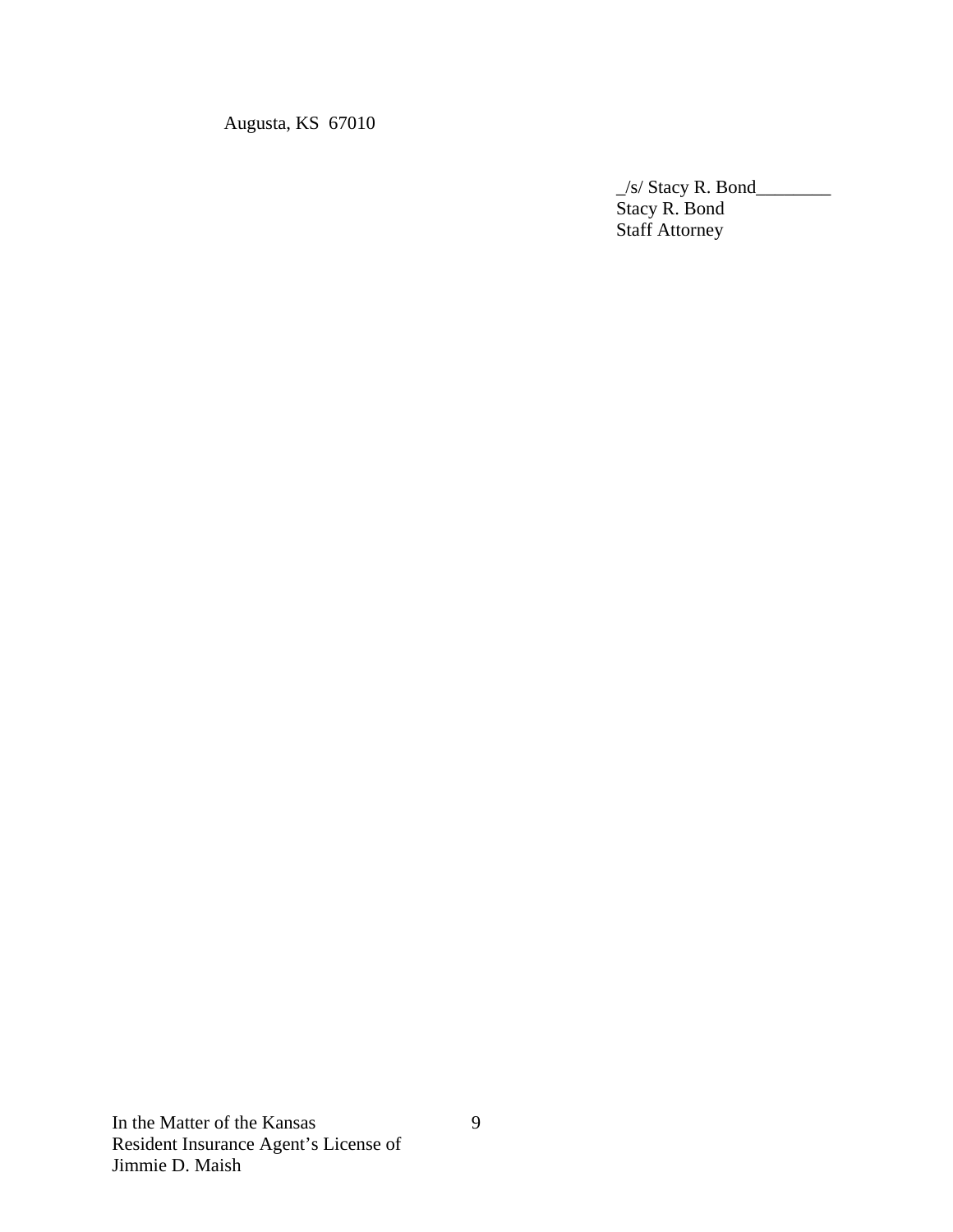Augusta, KS 67010

_/s/ Stacy R. Bond________
Stacy R. Bond
Staff Attorney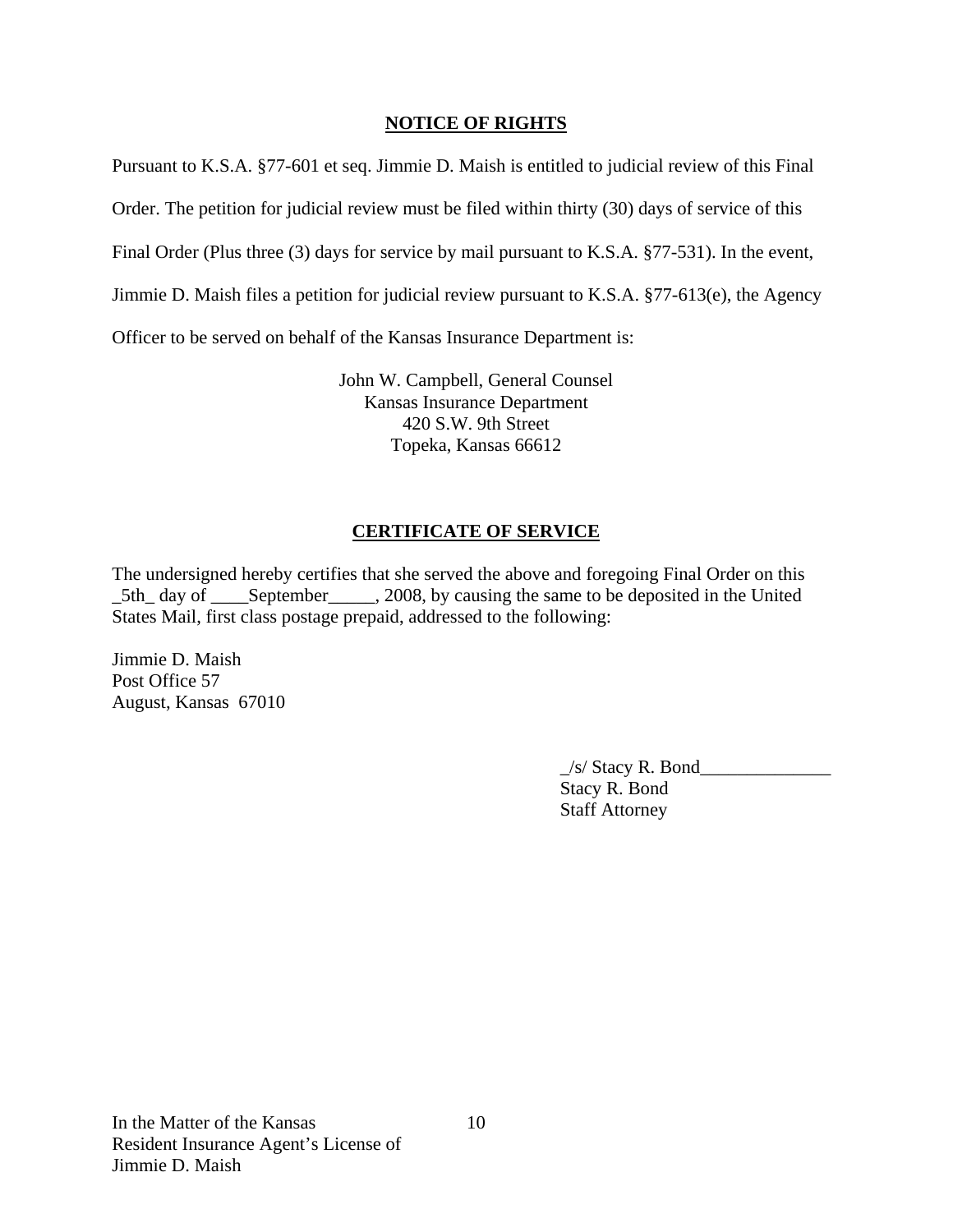**NOTICE OF RIGHTS**

Pursuant to K.S.A. §77-601 et seq. Jimmie D. Maish is entitled to judicial review of this Final Order. The petition for judicial review must be filed within thirty (30) days of service of this Final Order (Plus three (3) days for service by mail pursuant to K.S.A. §77-531). In the event, Jimmie D. Maish files a petition for judicial review pursuant to K.S.A. §77-613(e), the Agency Officer to be served on behalf of the Kansas Insurance Department is:

John W. Campbell, General Counsel
Kansas Insurance Department
420 S.W. 9th Street
Topeka, Kansas 66612

**CERTIFICATE OF SERVICE**

The undersigned hereby certifies that she served the above and foregoing Final Order on this _5th_ day of ____September_____, 2008, by causing the same to be deposited in the United States Mail, first class postage prepaid, addressed to the following:

Jimmie D. Maish
Post Office 57
August, Kansas 67010

_/s/ Stacy R. Bond______________
Stacy R. Bond
Staff Attorney

In the Matter of the Kansas
Resident Insurance Agent's License of
Jimmie D. Maish